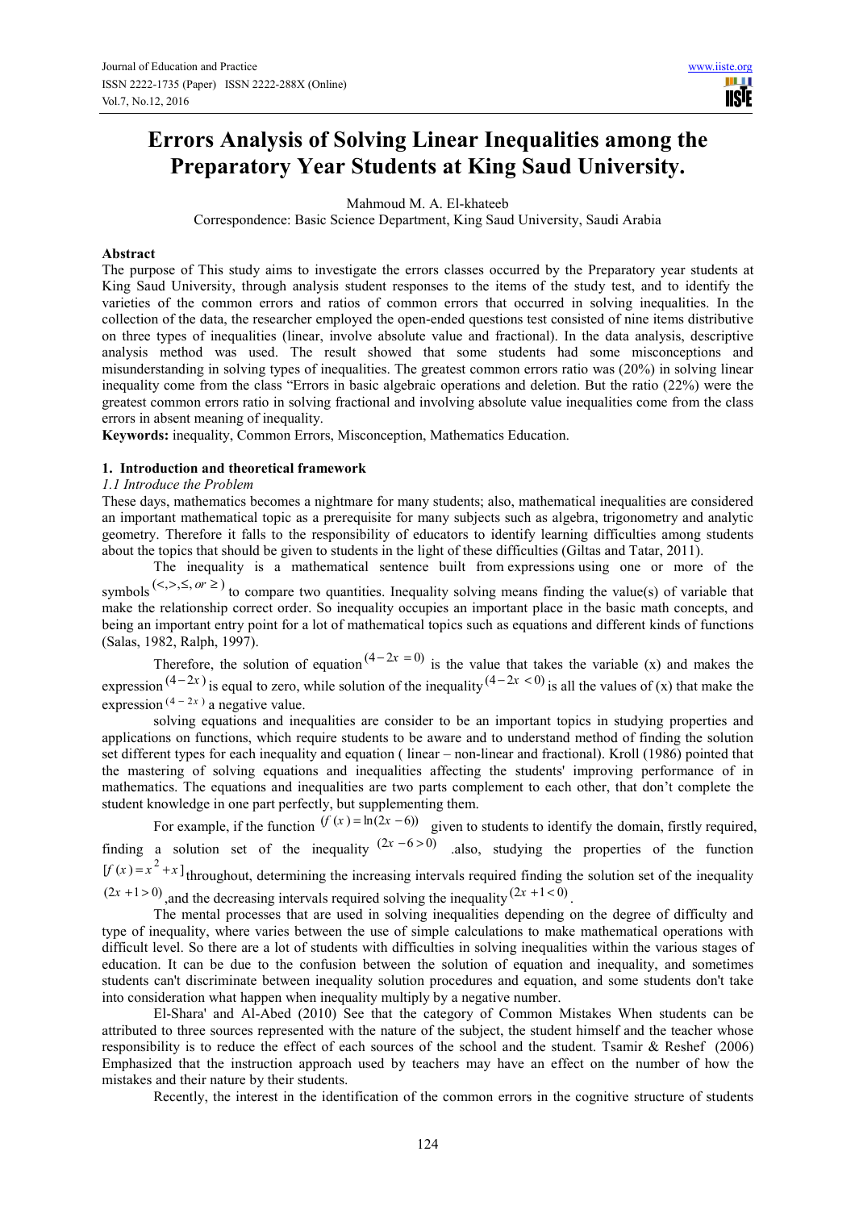# Errors Analysis of Solving Linear Inequalities among the Preparatory Year Students at King Saud University.

Mahmoud M. A. El-khateeb

Correspondence: Basic Science Department, King Saud University, Saudi Arabia

## Abstract

The purpose of This study aims to investigate the errors classes occurred by the Preparatory year students at King Saud University, through analysis student responses to the items of the study test, and to identify the varieties of the common errors and ratios of common errors that occurred in solving inequalities. In the collection of the data, the researcher employed the open-ended questions test consisted of nine items distributive on three types of inequalities (linear, involve absolute value and fractional). In the data analysis, descriptive analysis method was used. The result showed that some students had some misconceptions and misunderstanding in solving types of inequalities. The greatest common errors ratio was (20%) in solving linear inequality come from the class "Errors in basic algebraic operations and deletion. But the ratio (22%) were the greatest common errors ratio in solving fractional and involving absolute value inequalities come from the class errors in absent meaning of inequality.

**Keywords:** inequality, Common Errors, Misconception, Mathematics Education.

## 1. Introduction and theoretical framework

### *1.1 Introduce the Problem*

These days, mathematics becomes a nightmare for many students; also, mathematical inequalities are considered an important mathematical topic as a prerequisite for many subjects such as algebra, trigonometry and analytic geometry. Therefore it falls to the responsibility of educators to identify learning difficulties among students about the topics that should be given to students in the light of these difficulties (Giltas and Tatar, 2011).

The inequality is a mathematical sentence built from expressions using one or more of the symbols $(<, >, \leq, or \geq)$ to compare two quantities. Inequality solving means finding the value(s) of variable that make the relationship correct order. So inequality occupies an important place in the basic math concepts, and being an important entry point for a lot of mathematical topics such as equations and different kinds of functions (Salas, 1982, Ralph, 1997).

Therefore, the solution of equation $(4-2x=0)$ is the value that takes the variable (x) and makes the expression $(4-2x)$ is equal to zero, while solution of the inequality $(4-2x<0)$ is all the values of (x) that make the expression $(4-2x)$ a negative value.

solving equations and inequalities are consider to be an important topics in studying properties and applications on functions, which require students to be aware and to understand method of finding the solution set different types for each inequality and equation ( linear – non-linear and fractional). Kroll (1986) pointed that the mastering of solving equations and inequalities affecting the students' improving performance of in mathematics. The equations and inequalities are two parts complement to each other, that don't complete the student knowledge in one part perfectly, but supplementing them.

For example, if the function $(f(x)=\ln(2x-6))$ given to students to identify the domain, firstly required, finding a solution set of the inequality $(2x-6>0)$ .also, studying the properties of the function $[f(x)=x^2+x]$ throughout, determining the increasing intervals required finding the solution set of the inequality $(2x+1>0)$ ,and the decreasing intervals required solving the inequality $(2x+1<0)$.

The mental processes that are used in solving inequalities depending on the degree of difficulty and type of inequality, where varies between the use of simple calculations to make mathematical operations with difficult level. So there are a lot of students with difficulties in solving inequalities within the various stages of education. It can be due to the confusion between the solution of equation and inequality, and sometimes students can't discriminate between inequality solution procedures and equation, and some students don't take into consideration what happen when inequality multiply by a negative number.

El-Shara' and Al-Abed (2010) See that the category of Common Mistakes When students can be attributed to three sources represented with the nature of the subject, the student himself and the teacher whose responsibility is to reduce the effect of each sources of the school and the student. Tsamir & Reshef (2006) Emphasized that the instruction approach used by teachers may have an effect on the number of how the mistakes and their nature by their students.

Recently, the interest in the identification of the common errors in the cognitive structure of students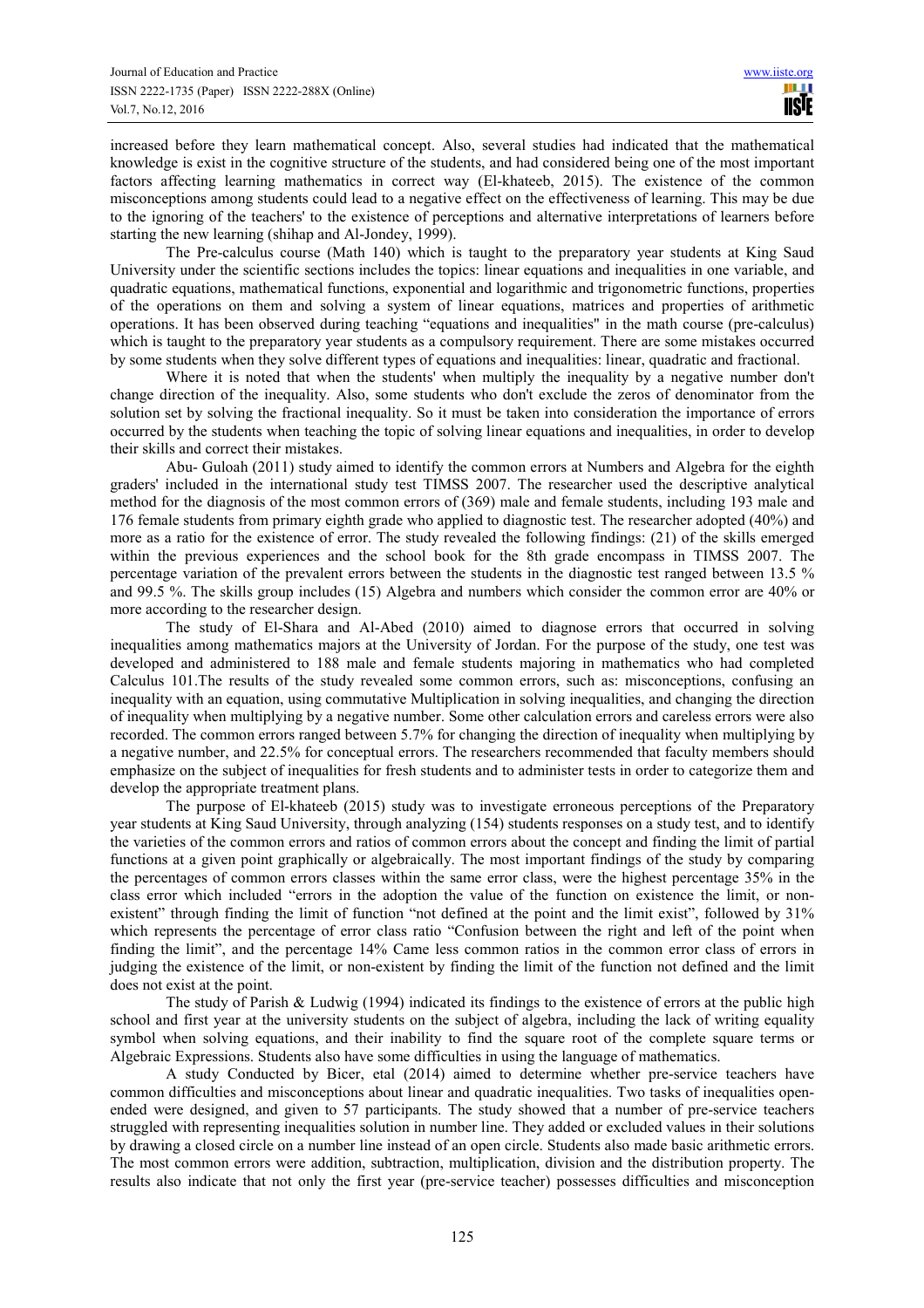increased before they learn mathematical concept. Also, several studies had indicated that the mathematical knowledge is exist in the cognitive structure of the students, and had considered being one of the most important factors affecting learning mathematics in correct way (El-khateeb, 2015). The existence of the common misconceptions among students could lead to a negative effect on the effectiveness of learning. This may be due to the ignoring of the teachers' to the existence of perceptions and alternative interpretations of learners before starting the new learning (shihap and Al-Jondey, 1999).

The Pre-calculus course (Math 140) which is taught to the preparatory year students at King Saud University under the scientific sections includes the topics: linear equations and inequalities in one variable, and quadratic equations, mathematical functions, exponential and logarithmic and trigonometric functions, properties of the operations on them and solving a system of linear equations, matrices and properties of arithmetic operations. It has been observed during teaching "equations and inequalities" in the math course (pre-calculus) which is taught to the preparatory year students as a compulsory requirement. There are some mistakes occurred by some students when they solve different types of equations and inequalities: linear, quadratic and fractional.

Where it is noted that when the students' when multiply the inequality by a negative number don't change direction of the inequality. Also, some students who don't exclude the zeros of denominator from the solution set by solving the fractional inequality. So it must be taken into consideration the importance of errors occurred by the students when teaching the topic of solving linear equations and inequalities, in order to develop their skills and correct their mistakes.

Abu- Guloah (2011) study aimed to identify the common errors at Numbers and Algebra for the eighth graders' included in the international study test TIMSS 2007. The researcher used the descriptive analytical method for the diagnosis of the most common errors of (369) male and female students, including 193 male and 176 female students from primary eighth grade who applied to diagnostic test. The researcher adopted (40%) and more as a ratio for the existence of error. The study revealed the following findings: (21) of the skills emerged within the previous experiences and the school book for the 8th grade encompass in TIMSS 2007. The percentage variation of the prevalent errors between the students in the diagnostic test ranged between 13.5 % and 99.5 %. The skills group includes (15) Algebra and numbers which consider the common error are 40% or more according to the researcher design.

The study of El-Shara and Al-Abed (2010) aimed to diagnose errors that occurred in solving inequalities among mathematics majors at the University of Jordan. For the purpose of the study, one test was developed and administered to 188 male and female students majoring in mathematics who had completed Calculus 101.The results of the study revealed some common errors, such as: misconceptions, confusing an inequality with an equation, using commutative Multiplication in solving inequalities, and changing the direction of inequality when multiplying by a negative number. Some other calculation errors and careless errors were also recorded. The common errors ranged between 5.7% for changing the direction of inequality when multiplying by a negative number, and 22.5% for conceptual errors. The researchers recommended that faculty members should emphasize on the subject of inequalities for fresh students and to administer tests in order to categorize them and develop the appropriate treatment plans.

The purpose of El-khateeb (2015) study was to investigate erroneous perceptions of the Preparatory year students at King Saud University, through analyzing (154) students responses on a study test, and to identify the varieties of the common errors and ratios of common errors about the concept and finding the limit of partial functions at a given point graphically or algebraically. The most important findings of the study by comparing the percentages of common errors classes within the same error class, were the highest percentage 35% in the class error which included "errors in the adoption the value of the function on existence the limit, or non-existent" through finding the limit of function "not defined at the point and the limit exist", followed by 31% which represents the percentage of error class ratio "Confusion between the right and left of the point when finding the limit", and the percentage 14% Came less common ratios in the common error class of errors in judging the existence of the limit, or non-existent by finding the limit of the function not defined and the limit does not exist at the point.

The study of Parish & Ludwig (1994) indicated its findings to the existence of errors at the public high school and first year at the university students on the subject of algebra, including the lack of writing equality symbol when solving equations, and their inability to find the square root of the complete square terms or Algebraic Expressions. Students also have some difficulties in using the language of mathematics.

A study Conducted by Bicer, etal (2014) aimed to determine whether pre-service teachers have common difficulties and misconceptions about linear and quadratic inequalities. Two tasks of inequalities open-ended were designed, and given to 57 participants. The study showed that a number of pre-service teachers struggled with representing inequalities solution in number line. They added or excluded values in their solutions by drawing a closed circle on a number line instead of an open circle. Students also made basic arithmetic errors. The most common errors were addition, subtraction, multiplication, division and the distribution property. The results also indicate that not only the first year (pre-service teacher) possesses difficulties and misconception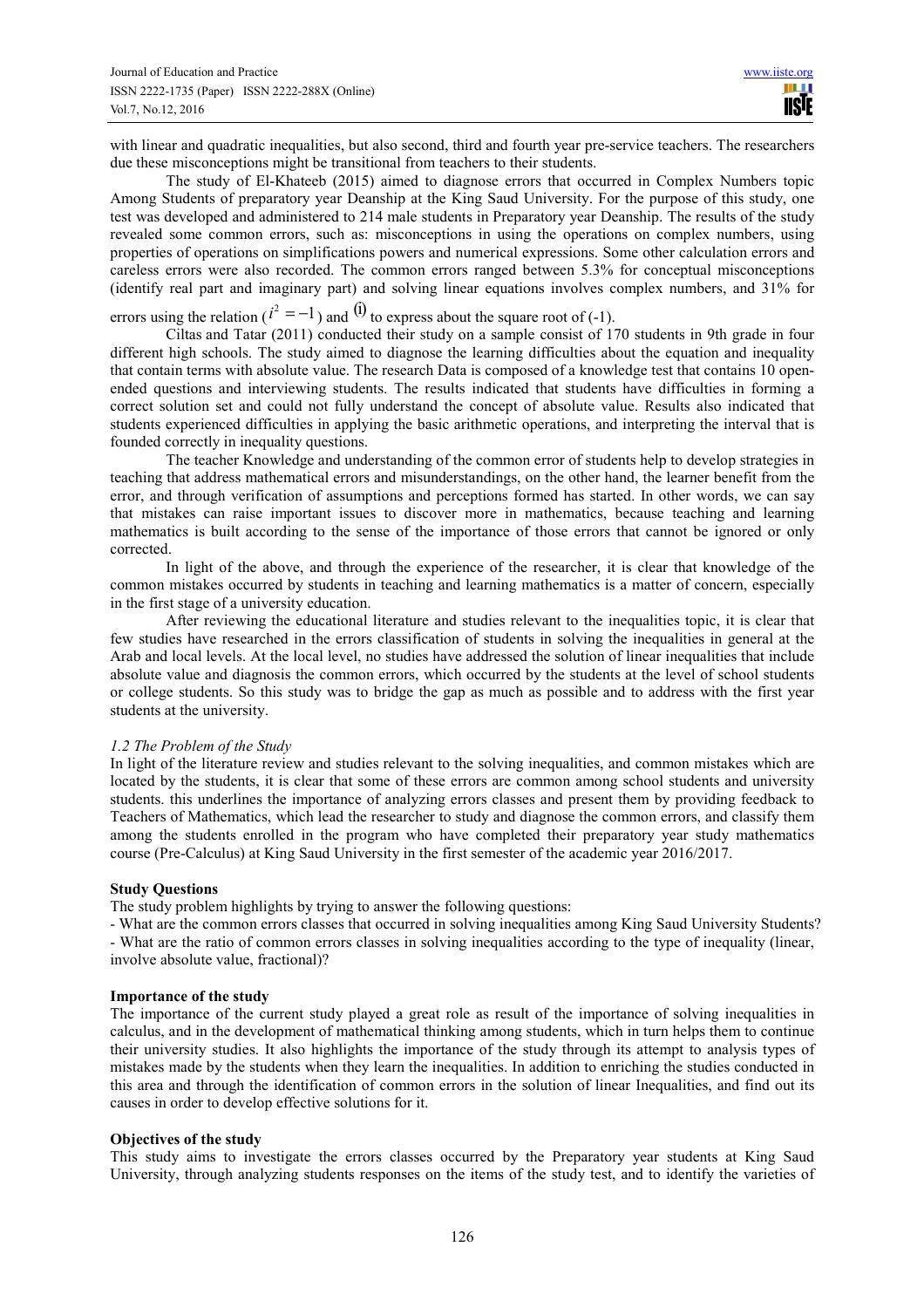with linear and quadratic inequalities, but also second, third and fourth year pre-service teachers. The researchers due these misconceptions might be transitional from teachers to their students.

The study of El-Khateeb (2015) aimed to diagnose errors that occurred in Complex Numbers topic Among Students of preparatory year Deanship at the King Saud University. For the purpose of this study, one test was developed and administered to 214 male students in Preparatory year Deanship. The results of the study revealed some common errors, such as: misconceptions in using the operations on complex numbers, using properties of operations on simplifications powers and numerical expressions. Some other calculation errors and careless errors were also recorded. The common errors ranged between 5.3% for conceptual misconceptions (identify real part and imaginary part) and solving linear equations involves complex numbers, and 31% for errors using the relation ($i^2 = -1$) and $(i)$ to express about the square root of (-1).

Ciltas and Tatar (2011) conducted their study on a sample consist of 170 students in 9th grade in four different high schools. The study aimed to diagnose the learning difficulties about the equation and inequality that contain terms with absolute value. The research Data is composed of a knowledge test that contains 10 open-ended questions and interviewing students. The results indicated that students have difficulties in forming a correct solution set and could not fully understand the concept of absolute value. Results also indicated that students experienced difficulties in applying the basic arithmetic operations, and interpreting the interval that is founded correctly in inequality questions.

The teacher Knowledge and understanding of the common error of students help to develop strategies in teaching that address mathematical errors and misunderstandings, on the other hand, the learner benefit from the error, and through verification of assumptions and perceptions formed has started. In other words, we can say that mistakes can raise important issues to discover more in mathematics, because teaching and learning mathematics is built according to the sense of the importance of those errors that cannot be ignored or only corrected.

In light of the above, and through the experience of the researcher, it is clear that knowledge of the common mistakes occurred by students in teaching and learning mathematics is a matter of concern, especially in the first stage of a university education.

After reviewing the educational literature and studies relevant to the inequalities topic, it is clear that few studies have researched in the errors classification of students in solving the inequalities in general at the Arab and local levels. At the local level, no studies have addressed the solution of linear inequalities that include absolute value and diagnosis the common errors, which occurred by the students at the level of school students or college students. So this study was to bridge the gap as much as possible and to address with the first year students at the university.

### *1.2 The Problem of the Study*

In light of the literature review and studies relevant to the solving inequalities, and common mistakes which are located by the students, it is clear that some of these errors are common among school students and university students. this underlines the importance of analyzing errors classes and present them by providing feedback to Teachers of Mathematics, which lead the researcher to study and diagnose the common errors, and classify them among the students enrolled in the program who have completed their preparatory year study mathematics course (Pre-Calculus) at King Saud University in the first semester of the academic year 2016/2017.

**Study Questions**

The study problem highlights by trying to answer the following questions:

- What are the common errors classes that occurred in solving inequalities among King Saud University Students?
- What are the ratio of common errors classes in solving inequalities according to the type of inequality (linear, involve absolute value, fractional)?

**Importance of the study**

The importance of the current study played a great role as result of the importance of solving inequalities in calculus, and in the development of mathematical thinking among students, which in turn helps them to continue their university studies. It also highlights the importance of the study through its attempt to analysis types of mistakes made by the students when they learn the inequalities. In addition to enriching the studies conducted in this area and through the identification of common errors in the solution of linear Inequalities, and find out its causes in order to develop effective solutions for it.

**Objectives of the study**

This study aims to investigate the errors classes occurred by the Preparatory year students at King Saud University, through analyzing students responses on the items of the study test, and to identify the varieties of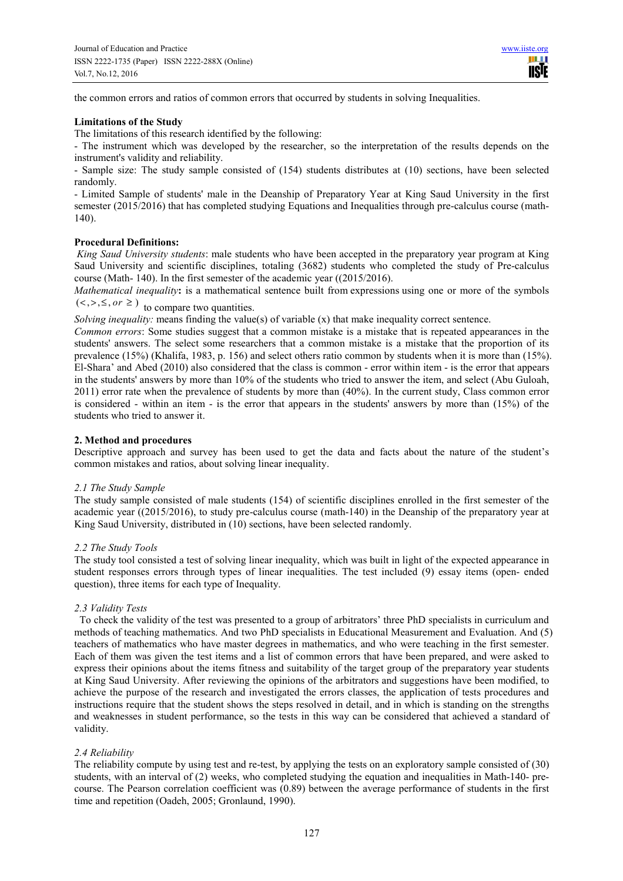the common errors and ratios of common errors that occurred by students in solving Inequalities.

**Limitations of the Study**

The limitations of this research identified by the following:

- The instrument which was developed by the researcher, so the interpretation of the results depends on the instrument's validity and reliability.
- Sample size: The study sample consisted of (154) students distributes at (10) sections, have been selected randomly.
- Limited Sample of students' male in the Deanship of Preparatory Year at King Saud University in the first semester (2015/2016) that has completed studying Equations and Inequalities through pre-calculus course (math-140).

**Procedural Definitions:**

*King Saud University students*: male students who have been accepted in the preparatory year program at King Saud University and scientific disciplines, totaling (3682) students who completed the study of Pre-calculus course (Math- 140). In the first semester of the academic year ((2015/2016).

*Mathematical inequality***:** is a mathematical sentence built from expressions using one or more of the symbols $(<, >, \leq, or \geq)$ to compare two quantities.

*Solving inequality:* means finding the value(s) of variable (x) that make inequality correct sentence.

*Common errors*: Some studies suggest that a common mistake is a mistake that is repeated appearances in the students' answers. The select some researchers that a common mistake is a mistake that the proportion of its prevalence (15%) (Khalifa, 1983, p. 156) and select others ratio common by students when it is more than (15%). El-Shara' and Abed (2010) also considered that the class is common - error within item - is the error that appears in the students' answers by more than 10% of the students who tried to answer the item, and select (Abu Guloah, 2011) error rate when the prevalence of students by more than (40%). In the current study, Class common error is considered - within an item - is the error that appears in the students' answers by more than (15%) of the students who tried to answer it.

## 2. Method and procedures

Descriptive approach and survey has been used to get the data and facts about the nature of the student's common mistakes and ratios, about solving linear inequality.

### *2.1 The Study Sample*

The study sample consisted of male students (154) of scientific disciplines enrolled in the first semester of the academic year ((2015/2016), to study pre-calculus course (math-140) in the Deanship of the preparatory year at King Saud University, distributed in (10) sections, have been selected randomly.

### *2.2 The Study Tools*

The study tool consisted a test of solving linear inequality, which was built in light of the expected appearance in student responses errors through types of linear inequalities. The test included (9) essay items (open- ended question), three items for each type of Inequality.

### *2.3 Validity Tests*

To check the validity of the test was presented to a group of arbitrators' three PhD specialists in curriculum and methods of teaching mathematics. And two PhD specialists in Educational Measurement and Evaluation. And (5) teachers of mathematics who have master degrees in mathematics, and who were teaching in the first semester. Each of them was given the test items and a list of common errors that have been prepared, and were asked to express their opinions about the items fitness and suitability of the target group of the preparatory year students at King Saud University. After reviewing the opinions of the arbitrators and suggestions have been modified, to achieve the purpose of the research and investigated the errors classes, the application of tests procedures and instructions require that the student shows the steps resolved in detail, and in which is standing on the strengths and weaknesses in student performance, so the tests in this way can be considered that achieved a standard of validity.

### *2.4 Reliability*

The reliability compute by using test and re-test, by applying the tests on an exploratory sample consisted of (30) students, with an interval of (2) weeks, who completed studying the equation and inequalities in Math-140- pre-course. The Pearson correlation coefficient was (0.89) between the average performance of students in the first time and repetition (Oadeh, 2005; Gronlaund, 1990).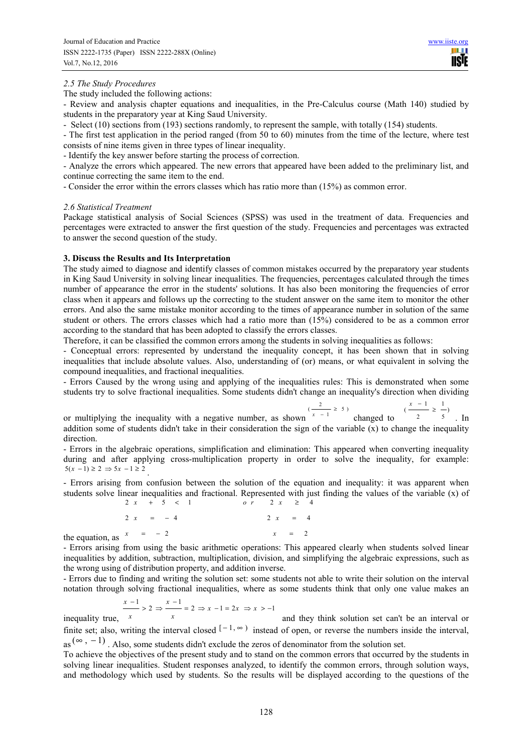### *2.5 The Study Procedures*

The study included the following actions:

- Review and analysis chapter equations and inequalities, in the Pre-Calculus course (Math 140) studied by students in the preparatory year at King Saud University.
- Select (10) sections from (193) sections randomly, to represent the sample, with totally (154) students.
- The first test application in the period ranged (from 50 to 60) minutes from the time of the lecture, where test consists of nine items given in three types of linear inequality.
- Identify the key answer before starting the process of correction.
- Analyze the errors which appeared. The new errors that appeared have been added to the preliminary list, and continue correcting the same item to the end.
- Consider the error within the errors classes which has ratio more than (15%) as common error.

### *2.6 Statistical Treatment*

Package statistical analysis of Social Sciences (SPSS) was used in the treatment of data. Frequencies and percentages were extracted to answer the first question of the study. Frequencies and percentages was extracted to answer the second question of the study.

## 3. Discuss the Results and Its Interpretation

The study aimed to diagnose and identify classes of common mistakes occurred by the preparatory year students in King Saud University in solving linear inequalities. The frequencies, percentages calculated through the times number of appearance the error in the students' solutions. It has also been monitoring the frequencies of error class when it appears and follows up the correcting to the student answer on the same item to monitor the other errors. And also the same mistake monitor according to the times of appearance number in solution of the same student or others. The errors classes which had a ratio more than (15%) considered to be as a common error according to the standard that has been adopted to classify the errors classes.

Therefore, it can be classified the common errors among the students in solving inequalities as follows:

- Conceptual errors: represented by understand the inequality concept, it has been shown that in solving inequalities that include absolute values. Also, understanding of (or) means, or what equivalent in solving the compound inequalities, and fractional inequalities.
- Errors Caused by the wrong using and applying of the inequalities rules: This is demonstrated when some students try to solve fractional inequalities. Some students didn't change an inequality's direction when dividing or multiplying the inequality with a negative number, as shown $(\frac{2}{x-1} \geq 5)$ changed to $(\frac{x-1}{2} \geq \frac{1}{5})$. In addition some of students didn't take in their consideration the sign of the variable (x) to change the inequality direction.
- Errors in the algebraic operations, simplification and elimination: This appeared when converting inequality during and after applying cross-multiplication property in order to solve the inequality, for example: $5(x-1) \geq 2 \Rightarrow 5x - 1 \geq 2$.
- Errors arising from confusion between the solution of the equation and inequality: it was apparent when students solve linear inequalities and fractional. Represented with just finding the values of the variable (x) of the equation, as

$$\begin{array}{lcl} 2x + 5 < 1 & or & 2x \geq 4 \\ 2x = -4 & & 2x = 4 \\ x = -2 & & x = 2 \end{array}$$

- Errors arising from using the basic arithmetic operations: This appeared clearly when students solved linear inequalities by addition, subtraction, multiplication, division, and simplifying the algebraic expressions, such as the wrong using of distribution property, and addition inverse.
- Errors due to finding and writing the solution set: some students not able to write their solution on the interval notation through solving fractional inequalities, where as some students think that only one value makes an inequality true, $\frac{x-1}{x} > 2 \Rightarrow \frac{x-1}{x} = 2 \Rightarrow x - 1 = 2x \Rightarrow x > -1$ and they think solution set can't be an interval or finite set; also, writing the interval closed $[-1, \infty)$ instead of open, or reverse the numbers inside the interval, as $(\infty, -1)$. Also, some students didn't exclude the zeros of denominator from the solution set.

To achieve the objectives of the present study and to stand on the common errors that occurred by the students in solving linear inequalities. Student responses analyzed, to identify the common errors, through solution ways, and methodology which used by students. So the results will be displayed according to the questions of the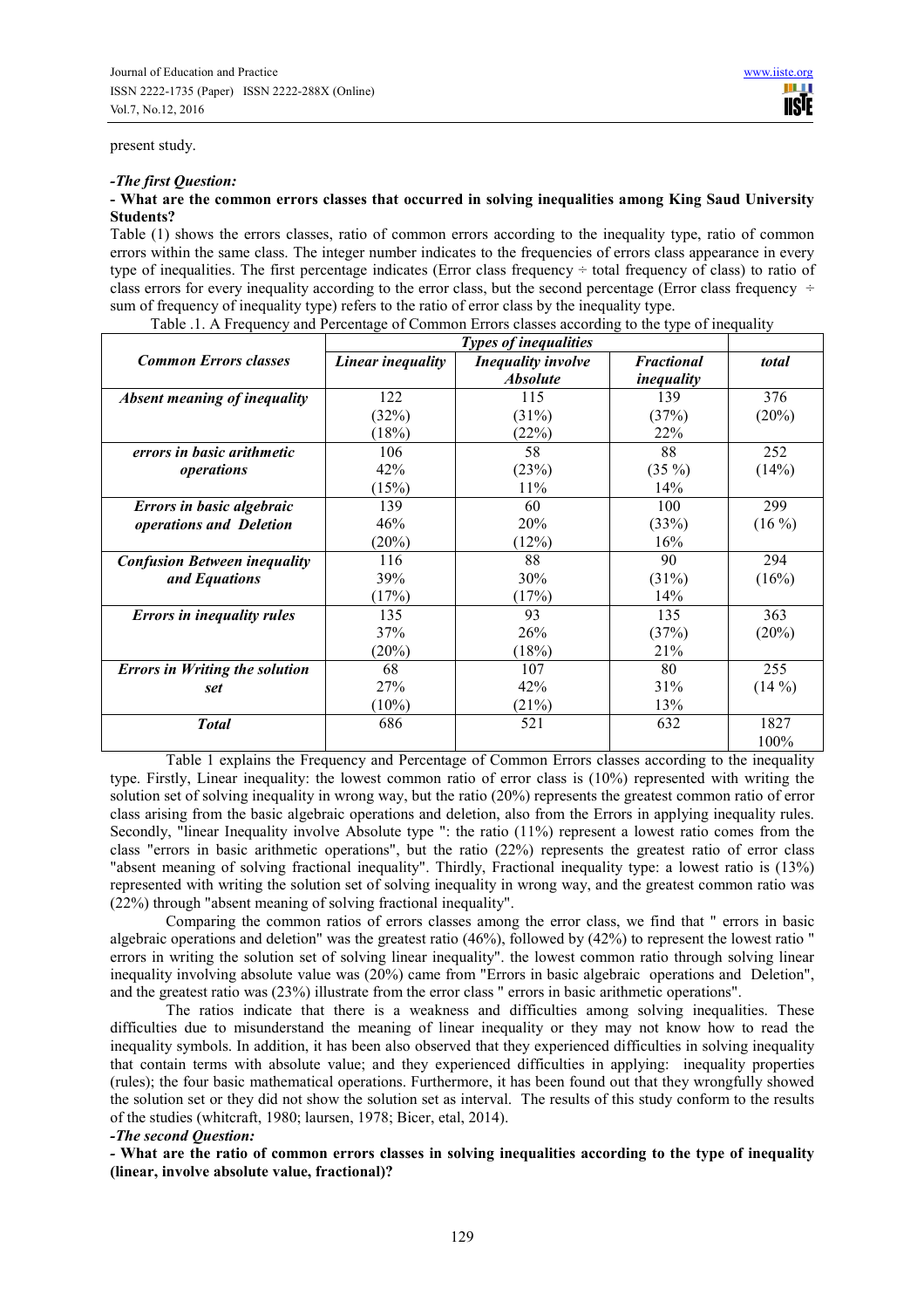present study.

***-The first Question:***

**- What are the common errors classes that occurred in solving inequalities among King Saud University Students?**

Table (1) shows the errors classes, ratio of common errors according to the inequality type, ratio of common errors within the same class. The integer number indicates to the frequencies of errors class appearance in every type of inequalities. The first percentage indicates (Error class frequency ÷ total frequency of class) to ratio of class errors for every inequality according to the error class, but the second percentage (Error class frequency ÷ sum of frequency of inequality type) refers to the ratio of error class by the inequality type.

Table .1. A Frequency and Percentage of Common Errors classes according to the type of inequality

| *Common Errors classes* | *Types of inequalities* | | | *total* |
|---|---|---|---|---|
| | *Linear inequality* | *Inequality involve Absolute* | *Fractional inequality* | |
| *Absent meaning of inequality* | 122<br>(32%)<br>(18%) | 115<br>(31%)<br>(22%) | 139<br>(37%)<br>22% | 376<br>(20%) |
| *errors in basic arithmetic operations* | 106<br>42%<br>(15%) | 58<br>(23%)<br>11% | 88<br>(35 %)<br>14% | 252<br>(14%) |
| *Errors in basic algebraic operations and Deletion* | 139<br>46%<br>(20%) | 60<br>20%<br>(12%) | 100<br>(33%)<br>16% | 299<br>(16 %) |
| *Confusion Between inequality and Equations* | 116<br>39%<br>(17%) | 88<br>30%<br>(17%) | 90<br>(31%)<br>14% | 294<br>(16%) |
| *Errors in inequality rules* | 135<br>37%<br>(20%) | 93<br>26%<br>(18%) | 135<br>(37%)<br>21% | 363<br>(20%) |
| *Errors in Writing the solution set* | 68<br>27%<br>(10%) | 107<br>42%<br>(21%) | 80<br>31%<br>13% | 255<br>(14 %) |
| *Total* | 686 | 521 | 632 | 1827<br>100% |

Table 1 explains the Frequency and Percentage of Common Errors classes according to the inequality type. Firstly, Linear inequality: the lowest common ratio of error class is (10%) represented with writing the solution set of solving inequality in wrong way, but the ratio (20%) represents the greatest common ratio of error class arising from the basic algebraic operations and deletion, also from the Errors in applying inequality rules. Secondly, "linear Inequality involve Absolute type ": the ratio (11%) represent a lowest ratio comes from the class "errors in basic arithmetic operations", but the ratio (22%) represents the greatest ratio of error class "absent meaning of solving fractional inequality". Thirdly, Fractional inequality type: a lowest ratio is (13%) represented with writing the solution set of solving inequality in wrong way, and the greatest common ratio was (22%) through "absent meaning of solving fractional inequality".

Comparing the common ratios of errors classes among the error class, we find that " errors in basic algebraic operations and deletion" was the greatest ratio (46%), followed by (42%) to represent the lowest ratio " errors in writing the solution set of solving linear inequality". the lowest common ratio through solving linear inequality involving absolute value was (20%) came from "Errors in basic algebraic operations and Deletion", and the greatest ratio was (23%) illustrate from the error class " errors in basic arithmetic operations".

The ratios indicate that there is a weakness and difficulties among solving inequalities. These difficulties due to misunderstand the meaning of linear inequality or they may not know how to read the inequality symbols. In addition, it has been also observed that they experienced difficulties in solving inequality that contain terms with absolute value; and they experienced difficulties in applying: inequality properties (rules); the four basic mathematical operations. Furthermore, it has been found out that they wrongfully showed the solution set or they did not show the solution set as interval. The results of this study conform to the results of the studies (whitcraft, 1980; laursen, 1978; Bicer, etal, 2014).

***-The second Question:***

**- What are the ratio of common errors classes in solving inequalities according to the type of inequality (linear, involve absolute value, fractional)?**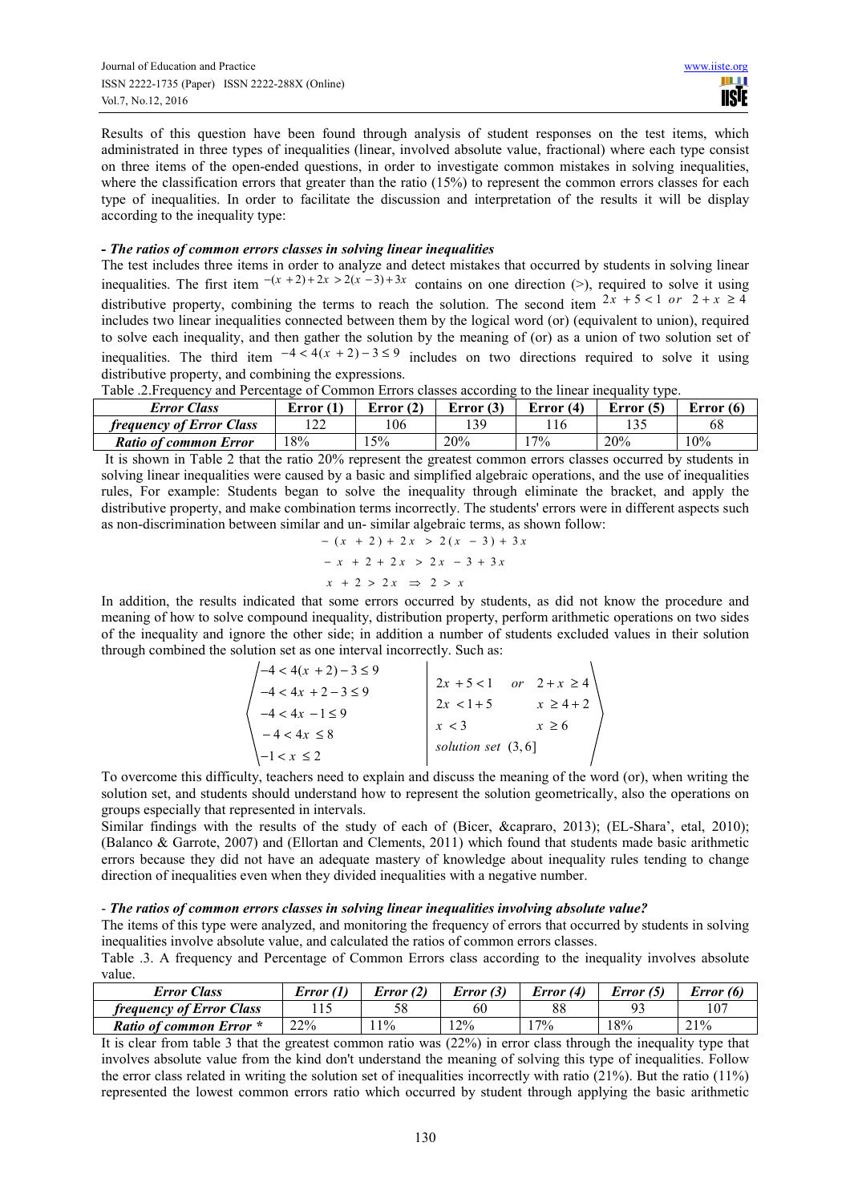Results of this question have been found through analysis of student responses on the test items, which administrated in three types of inequalities (linear, involved absolute value, fractional) where each type consist on three items of the open-ended questions, in order to investigate common mistakes in solving inequalities, where the classification errors that greater than the ratio (15%) to represent the common errors classes for each type of inequalities. In order to facilitate the discussion and interpretation of the results it will be display according to the inequality type:

***- The ratios of common errors classes in solving linear inequalities***

The test includes three items in order to analyze and detect mistakes that occurred by students in solving linear inequalities. The first item $-(x+2)+2x > 2(x-3)+3x$ contains on one direction (>), required to solve it using distributive property, combining the terms to reach the solution. The second item $2x+5<1 \ or \ 2+x \geq 4$ includes two linear inequalities connected between them by the logical word (or) (equivalent to union), required to solve each inequality, and then gather the solution by the meaning of (or) as a union of two solution set of inequalities. The third item $-4 < 4(x+2)-3 \leq 9$ includes on two directions required to solve it using distributive property, and combining the expressions.

Table .2.Frequency and Percentage of Common Errors classes according to the linear inequality type.

| *Error Class* | Error (1) | Error (2) | Error (3) | Error (4) | Error (5) | Error (6) |
|---|---|---|---|---|---|---|
| *frequency of Error Class* | 122 | 106 | 139 | 116 | 135 | 68 |
| *Ratio of common Error* | 18% | 15% | 20% | 17% | 20% | 10% |

It is shown in Table 2 that the ratio 20% represent the greatest common errors classes occurred by students in solving linear inequalities were caused by a basic and simplified algebraic operations, and the use of inequalities rules, For example: Students began to solve the inequality through eliminate the bracket, and apply the distributive property, and make combination terms incorrectly. The students' errors were in different aspects such as non-discrimination between similar and un- similar algebraic terms, as shown follow:

$$-(x+2)+2x > 2(x-3)+3x$$
$$-x+2+2x > 2x-3+3x$$
$$x+2 > 2x \Rightarrow 2 > x$$

In addition, the results indicated that some errors occurred by students, as did not know the procedure and meaning of how to solve compound inequality, distribution property, perform arithmetic operations on two sides of the inequality and ignore the other side; in addition a number of students excluded values in their solution through combined the solution set as one interval incorrectly. Such as:

$$\begin{array}{l|l} -4 < 4(x+2)-3 \leq 9 & 2x+5<1 \quad or \quad 2+x \geq 4 \\ -4 < 4x+2-3 \leq 9 & 2x < 1+5 \qquad\quad x \geq 4+2 \\ -4 < 4x-1 \leq 9 & x < 3 \qquad\qquad\quad x \geq 6 \\ -4 < 4x \leq 8 & solution\ set\ (3,6] \\ -1 < x \leq 2 & \end{array}$$

To overcome this difficulty, teachers need to explain and discuss the meaning of the word (or), when writing the solution set, and students should understand how to represent the solution geometrically, also the operations on groups especially that represented in intervals.

Similar findings with the results of the study of each of (Bicer, &capraro, 2013); (EL-Shara', etal, 2010); (Balanco & Garrote, 2007) and (Ellortan and Clements, 2011) which found that students made basic arithmetic errors because they did not have an adequate mastery of knowledge about inequality rules tending to change direction of inequalities even when they divided inequalities with a negative number.

*- **The ratios of common errors classes in solving linear inequalities involving absolute value?***

The items of this type were analyzed, and monitoring the frequency of errors that occurred by students in solving inequalities involve absolute value, and calculated the ratios of common errors classes.

Table .3. A frequency and Percentage of Common Errors class according to the inequality involves absolute value.

| *Error Class* | *Error (1)* | *Error (2)* | *Error (3)* | *Error (4)* | *Error (5)* | *Error (6)* |
|---|---|---|---|---|---|---|
| *frequency of Error Class* | 115 | 58 | 60 | 88 | 93 | 107 |
| *Ratio of common Error \** | 22% | 11% | 12% | 17% | 18% | 21% |

It is clear from table 3 that the greatest common ratio was (22%) in error class through the inequality type that involves absolute value from the kind don't understand the meaning of solving this type of inequalities. Follow the error class related in writing the solution set of inequalities incorrectly with ratio (21%). But the ratio (11%) represented the lowest common errors ratio which occurred by student through applying the basic arithmetic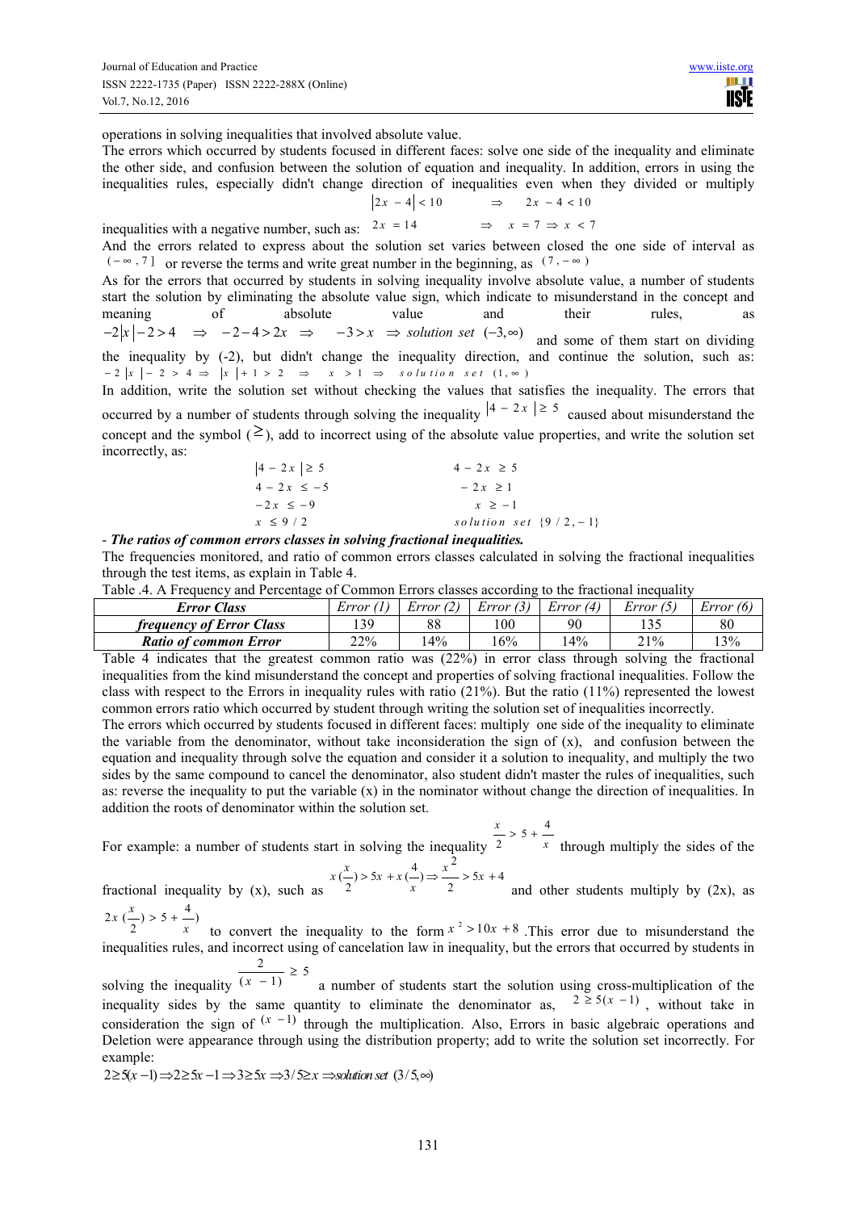operations in solving inequalities that involved absolute value.

The errors which occurred by students focused in different faces: solve one side of the inequality and eliminate the other side, and confusion between the solution of equation and inequality. In addition, errors in using the inequalities rules, especially didn't change direction of inequalities even when they divided or multiply inequalities with a negative number, such as: $|2x - 4| < 10 \Rightarrow 2x - 4 < 10$, $2x = 14 \Rightarrow x = 7 \Rightarrow x < 7$

And the errors related to express about the solution set varies between closed the one side of interval as $(-\infty, 7]$ or reverse the terms and write great number in the beginning, as $(7, -\infty)$

As for the errors that occurred by students in solving inequality involve absolute value, a number of students start the solution by eliminating the absolute value sign, which indicate to misunderstand in the concept and meaning of absolute value and their rules, as $-2|x| - 2 > 4 \Rightarrow -2 - 4 > 2x \Rightarrow -3 > x \Rightarrow \text{solution set } (-3, \infty)$ and some of them start on dividing the inequality by (-2), but didn't change the inequality direction, and continue the solution, such as: $-2|x| - 2 > 4 \Rightarrow |x| + 1 > 2 \Rightarrow x > 1 \Rightarrow \text{solution set } (1, \infty)$

In addition, write the solution set without checking the values that satisfies the inequality. The errors that occurred by a number of students through solving the inequality $|4 - 2x| \geq 5$ caused about misunderstand the concept and the symbol ($\geq$), add to incorrect using of the absolute value properties, and write the solution set incorrectly, as:

$$
\begin{array}{ll}
|4 - 2x| \geq 5 & 4 - 2x \geq 5 \\
4 - 2x \leq -5 & -2x \geq 1 \\
-2x \leq -9 & x \geq -1 \\
x \leq 9/2 & \text{solution set } \{9/2, -1\}
\end{array}
$$

- ***The ratios of common errors classes in solving fractional inequalities.***

The frequencies monitored, and ratio of common errors classes calculated in solving the fractional inequalities through the test items, as explain in Table 4.

Table .4. A Frequency and Percentage of Common Errors classes according to the fractional inequality

| *Error Class* | *Error (1)* | *Error (2)* | *Error (3)* | *Error (4)* | *Error (5)* | *Error (6)* |
|---|---|---|---|---|---|---|
| *frequency of Error Class* | 139 | 88 | 100 | 90 | 135 | 80 |
| *Ratio of common Error* | 22% | 14% | 16% | 14% | 21% | 13% |

Table 4 indicates that the greatest common ratio was (22%) in error class through solving the fractional inequalities from the kind misunderstand the concept and properties of solving fractional inequalities. Follow the class with respect to the Errors in inequality rules with ratio (21%). But the ratio (11%) represented the lowest common errors ratio which occurred by student through writing the solution set of inequalities incorrectly.

The errors which occurred by students focused in different faces: multiply one side of the inequality to eliminate the variable from the denominator, without take inconsideration the sign of (x), and confusion between the equation and inequality through solve the equation and consider it a solution to inequality, and multiply the two sides by the same compound to cancel the denominator, also student didn't master the rules of inequalities, such as: reverse the inequality to put the variable (x) in the nominator without change the direction of inequalities. In addition the roots of denominator within the solution set.

For example: a number of students start in solving the inequality $\frac{x}{2} > 5 + \frac{4}{x}$ through multiply the sides of the fractional inequality by (x), such as $x(\frac{x}{2}) > 5x + x(\frac{4}{x}) \Rightarrow \frac{x^2}{2} > 5x + 4$ and other students multiply by (2x), as $2x(\frac{x}{2}) > 5 + \frac{4}{x})$ to convert the inequality to the form $x^2 > 10x + 8$. This error due to misunderstand the inequalities rules, and incorrect using of cancelation law in inequality, but the errors that occurred by students in solving the inequality $\frac{2}{(x-1)} \geq 5$ a number of students start the solution using cross-multiplication of the inequality sides by the same quantity to eliminate the denominator as, $2 \geq 5(x-1)$, without take in consideration the sign of $(x-1)$ through the multiplication. Also, Errors in basic algebraic operations and Deletion were appearance through using the distribution property; add to write the solution set incorrectly. For example:

$2 \geq 5(x-1) \Rightarrow 2 \geq 5x - 1 \Rightarrow 3 \geq 5x \Rightarrow 3/5 \geq x \Rightarrow \text{solution set } (3/5, \infty)$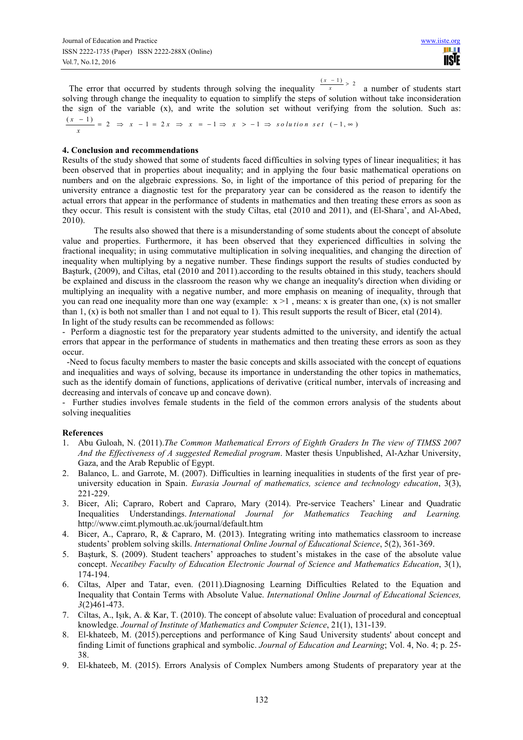The error that occurred by students through solving the inequality $\frac{(x-1)}{x} > 2$ a number of students start solving through change the inequality to equation to simplify the steps of solution without take inconsideration the sign of the variable (x), and write the solution set without verifying from the solution. Such as:

$$\frac{(x-1)}{x} = 2 \Rightarrow x - 1 = 2x \Rightarrow x = -1 \Rightarrow x > -1 \Rightarrow solution\ set\ (-1, \infty)$$

## 4. Conclusion and recommendations

Results of the study showed that some of students faced difficulties in solving types of linear inequalities; it has been observed that in properties about inequality; and in applying the four basic mathematical operations on numbers and on the algebraic expressions. So, in light of the importance of this period of preparing for the university entrance a diagnostic test for the preparatory year can be considered as the reason to identify the actual errors that appear in the performance of students in mathematics and then treating these errors as soon as they occur. This result is consistent with the study Ciltas, etal (2010 and 2011), and (El-Shara', and Al-Abed, 2010).

The results also showed that there is a misunderstanding of some students about the concept of absolute value and properties. Furthermore, it has been observed that they experienced difficulties in solving the fractional inequality; in using commutative multiplication in solving inequalities, and changing the direction of inequality when multiplying by a negative number. These findings support the results of studies conducted by Başturk, (2009), and Ciltas, etal (2010 and 2011).according to the results obtained in this study, teachers should be explained and discuss in the classroom the reason why we change an inequality's direction when dividing or multiplying an inequality with a negative number, and more emphasis on meaning of inequality, through that you can read one inequality more than one way (example: $x > 1$ , means: x is greater than one, (x) is not smaller than 1, (x) is both not smaller than 1 and not equal to 1). This result supports the result of Bicer, etal (2014).

In light of the study results can be recommended as follows:

- Perform a diagnostic test for the preparatory year students admitted to the university, and identify the actual errors that appear in the performance of students in mathematics and then treating these errors as soon as they occur.
- Need to focus faculty members to master the basic concepts and skills associated with the concept of equations and inequalities and ways of solving, because its importance in understanding the other topics in mathematics, such as the identify domain of functions, applications of derivative (critical number, intervals of increasing and decreasing and intervals of concave up and concave down).
- Further studies involves female students in the field of the common errors analysis of the students about solving inequalities

## References

1. Abu Guloah, N. (2011).*The Common Mathematical Errors of Eighth Graders In The view of TIMSS 2007 And the Effectiveness of A suggested Remedial program*. Master thesis Unpublished, Al-Azhar University, Gaza, and the Arab Republic of Egypt.
2. Balanco, L. and Garrote, M. (2007). Difficulties in learning inequalities in students of the first year of pre-university education in Spain. *Eurasia Journal of mathematics, science and technology education*, 3(3), 221-229.
3. Bicer, Ali; Capraro, Robert and Capraro, Mary (2014). Pre-service Teachers' Linear and Quadratic Inequalities Understandings. *International Journal for Mathematics Teaching and Learning.* http://www.cimt.plymouth.ac.uk/journal/default.htm
4. Bicer, A., Capraro, R, & Capraro, M. (2013). Integrating writing into mathematics classroom to increase students' problem solving skills. *International Online Journal of Educational Science*, 5(2), 361-369.
5. Başturk, S. (2009). Student teachers' approaches to student's mistakes in the case of the absolute value concept. *Necatibey Faculty of Education Electronic Journal of Science and Mathematics Education*, 3(1), 174-194.
6. Ciltas, Alper and Tatar, even. (2011).Diagnosing Learning Difficulties Related to the Equation and Inequality that Contain Terms with Absolute Value. *International Online Journal of Educational Sciences, 3*(2)461-473.
7. Ciltas, A., Işık, A. & Kar, T. (2010). The concept of absolute value: Evaluation of procedural and conceptual knowledge. *Journal of Institute of Mathematics and Computer Science*, 21(1), 131-139.
8. El-khateeb, M. (2015).perceptions and performance of King Saud University students' about concept and finding Limit of functions graphical and symbolic. *Journal of Education and Learning*; Vol. 4, No. 4; p. 25-38.
9. El-khateeb, M. (2015). Errors Analysis of Complex Numbers among Students of preparatory year at the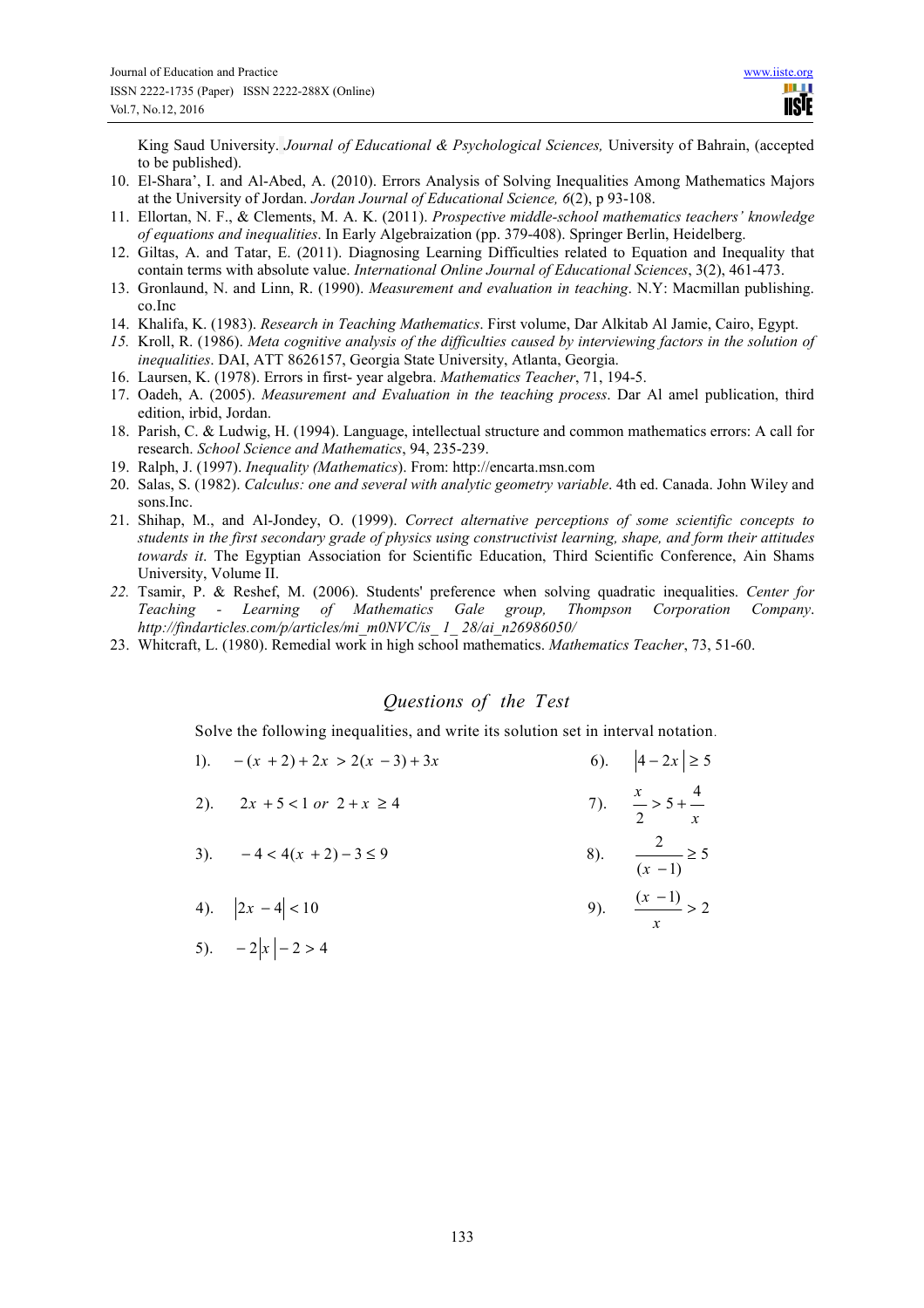King Saud University. *Journal of Educational & Psychological Sciences,* University of Bahrain, (accepted to be published).

10. El-Shara', I. and Al-Abed, A. (2010). Errors Analysis of Solving Inequalities Among Mathematics Majors at the University of Jordan. *Jordan Journal of Educational Science, 6*(2), p 93-108.
11. Ellortan, N. F., & Clements, M. A. K. (2011). *Prospective middle-school mathematics teachers' knowledge of equations and inequalities*. In Early Algebraization (pp. 379-408). Springer Berlin, Heidelberg.
12. Giltas, A. and Tatar, E. (2011). Diagnosing Learning Difficulties related to Equation and Inequality that contain terms with absolute value. *International Online Journal of Educational Sciences*, 3(2), 461-473.
13. Gronlaund, N. and Linn, R. (1990). *Measurement and evaluation in teaching*. N.Y: Macmillan publishing. co.Inc
14. Khalifa, K. (1983). *Research in Teaching Mathematics*. First volume, Dar Alkitab Al Jamie, Cairo, Egypt.
15. Kroll, R. (1986). *Meta cognitive analysis of the difficulties caused by interviewing factors in the solution of inequalities*. DAI, ATT 8626157, Georgia State University, Atlanta, Georgia.
16. Laursen, K. (1978). Errors in first- year algebra. *Mathematics Teacher*, 71, 194-5.
17. Oadeh, A. (2005). *Measurement and Evaluation in the teaching process*. Dar Al amel publication, third edition, irbid, Jordan.
18. Parish, C. & Ludwig, H. (1994). Language, intellectual structure and common mathematics errors: A call for research. *School Science and Mathematics*, 94, 235-239.
19. Ralph, J. (1997). *Inequality (Mathematics)*. From: http://encarta.msn.com
20. Salas, S. (1982). *Calculus: one and several with analytic geometry variable*. 4th ed. Canada. John Wiley and sons.Inc.
21. Shihap, M., and Al-Jondey, O. (1999). *Correct alternative perceptions of some scientific concepts to students in the first secondary grade of physics using constructivist learning, shape, and form their attitudes towards it*. The Egyptian Association for Scientific Education, Third Scientific Conference, Ain Shams University, Volume II.
22. Tsamir, P. & Reshef, M. (2006). Students' preference when solving quadratic inequalities. *Center for Teaching - Learning of Mathematics Gale group, Thompson Corporation Company*. *http://findarticles.com/p/articles/mi_m0NVC/is_ 1_ 28/ai_n26986050/*
23. Whitcraft, L. (1980). Remedial work in high school mathematics. *Mathematics Teacher*, 73, 51-60.

## *Questions of the Test*

Solve the following inequalities, and write its solution set in interval notation.

1). $-(x+2)+2x > 2(x-3)+3x$

2). $2x+5<1 \text{ or } 2+x \geq 4$

3). $-4 < 4(x+2)-3 \leq 9$

4). $|2x-4| < 10$

5). $-2|x|-2 > 4$

6). $|4-2x| \geq 5$

7). $\dfrac{x}{2} > 5 + \dfrac{4}{x}$

8). $\dfrac{2}{(x-1)} \geq 5$

9). $\dfrac{(x-1)}{x} > 2$